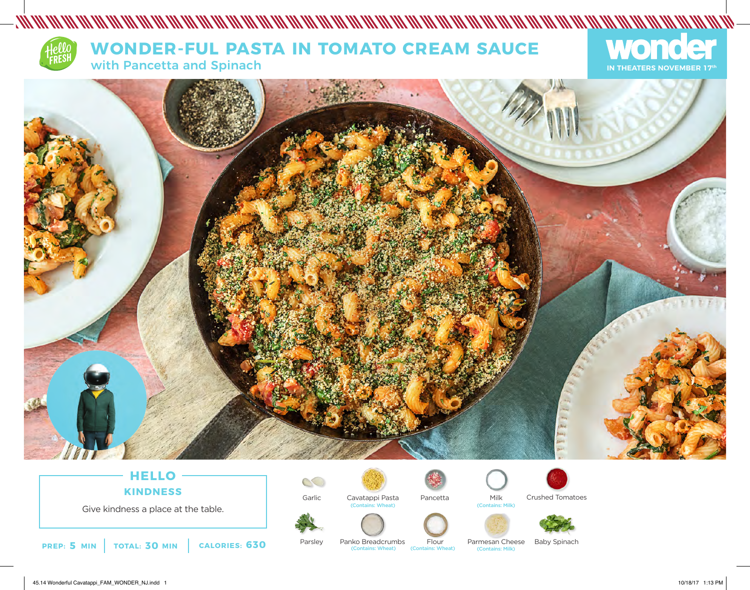# WONDER-FUL PASTA IN TOMATO CREAM SAUCE

## with Pancetta and Spinach

wonder
IN THEATERS NOVEMBER 17th

## HELLO KINDNESS

Give kindness a place at the table.

**PREP: 5 MIN** | **TOTAL: 30 MIN** | **CALORIES: 630**

- Garlic
- Cavatappi Pasta (Contains: Wheat)
- Pancetta
- Milk (Contains: Milk)
- Crushed Tomatoes
- Parsley
- Panko Breadcrumbs (Contains: Wheat)
- Flour (Contains: Wheat)
- Parmesan Cheese (Contains: Milk)
- Baby Spinach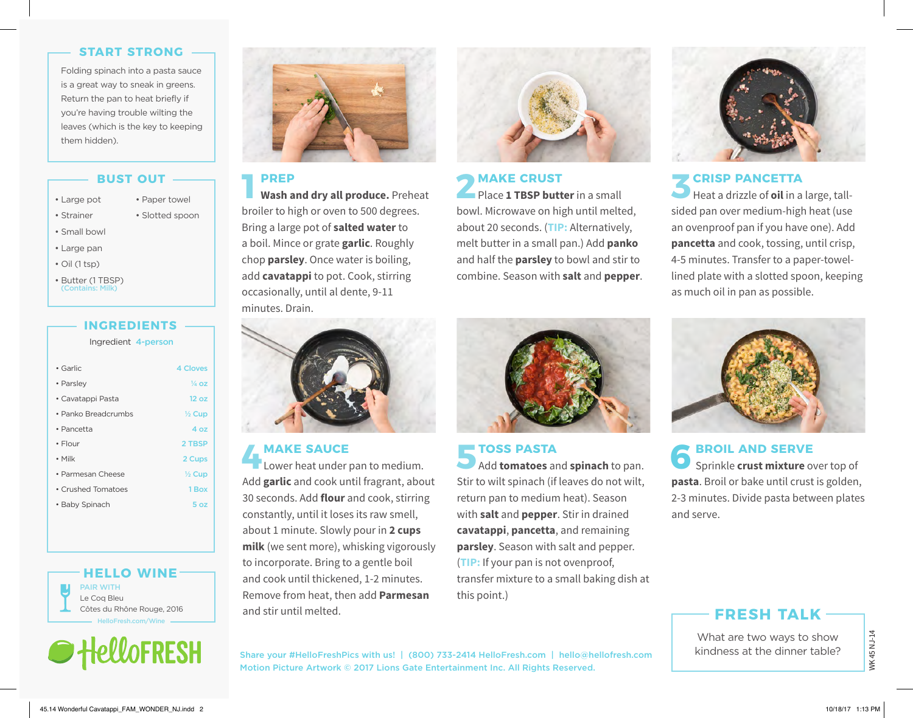## START STRONG

Folding spinach into a pasta sauce is a great way to sneak in greens. Return the pan to heat briefly if you're having trouble wilting the leaves (which is the key to keeping them hidden).

## BUST OUT

- Large pot
- Strainer
- Small bowl
- Large pan
- Oil (1 tsp)
- Butter (1 TBSP) (Contains: Milk)
- Paper towel
- Slotted spoon

## INGREDIENTS

| Ingredient | 4-person |
| --- | --- |
| Garlic | 4 Cloves |
| Parsley | ¼ oz |
| Cavatappi Pasta | 12 oz |
| Panko Breadcrumbs | ½ Cup |
| Pancetta | 4 oz |
| Flour | 2 TBSP |
| Milk | 2 Cups |
| Parmesan Cheese | ½ Cup |
| Crushed Tomatoes | 1 Box |
| Baby Spinach | 5 oz |

## HELLO WINE

PAIR WITH
Le Coq Bleu
Côtes du Rhône Rouge, 2016
HelloFresh.com/Wine

HelloFRESH

## 1 PREP

**Wash and dry all produce.** Preheat broiler to high or oven to 500 degrees. Bring a large pot of **salted water** to a boil. Mince or grate **garlic**. Roughly chop **parsley**. Once water is boiling, add **cavatappi** to pot. Cook, stirring occasionally, until al dente, 9-11 minutes. Drain.

## 2 MAKE CRUST

Place **1 TBSP butter** in a small bowl. Microwave on high until melted, about 20 seconds. (TIP: Alternatively, melt butter in a small pan.) Add **panko** and half the **parsley** to bowl and stir to combine. Season with **salt** and **pepper**.

## 3 CRISP PANCETTA

Heat a drizzle of **oil** in a large, tall-sided pan over medium-high heat (use an ovenproof pan if you have one). Add **pancetta** and cook, tossing, until crisp, 4-5 minutes. Transfer to a paper-towel-lined plate with a slotted spoon, keeping as much oil in pan as possible.

## 4 MAKE SAUCE

Lower heat under pan to medium. Add **garlic** and cook until fragrant, about 30 seconds. Add **flour** and cook, stirring constantly, until it loses its raw smell, about 1 minute. Slowly pour in **2 cups milk** (we sent more), whisking vigorously to incorporate. Bring to a gentle boil and cook until thickened, 1-2 minutes. Remove from heat, then add **Parmesan** and stir until melted.

## 5 TOSS PASTA

Add **tomatoes** and **spinach** to pan. Stir to wilt spinach (if leaves do not wilt, return pan to medium heat). Season with **salt** and **pepper**. Stir in drained **cavatappi**, **pancetta**, and remaining **parsley**. Season with salt and pepper. (TIP: If your pan is not ovenproof, transfer mixture to a small baking dish at this point.)

## 6 BROIL AND SERVE

Sprinkle **crust mixture** over top of **pasta**. Broil or bake until crust is golden, 2-3 minutes. Divide pasta between plates and serve.

## FRESH TALK

What are two ways to show kindness at the dinner table?

Share your #HelloFreshPics with us! | (800) 733-2414 HelloFresh.com | hello@hellofresh.com
Motion Picture Artwork © 2017 Lions Gate Entertainment Inc. All Rights Reserved.

WK 45 NJ-14